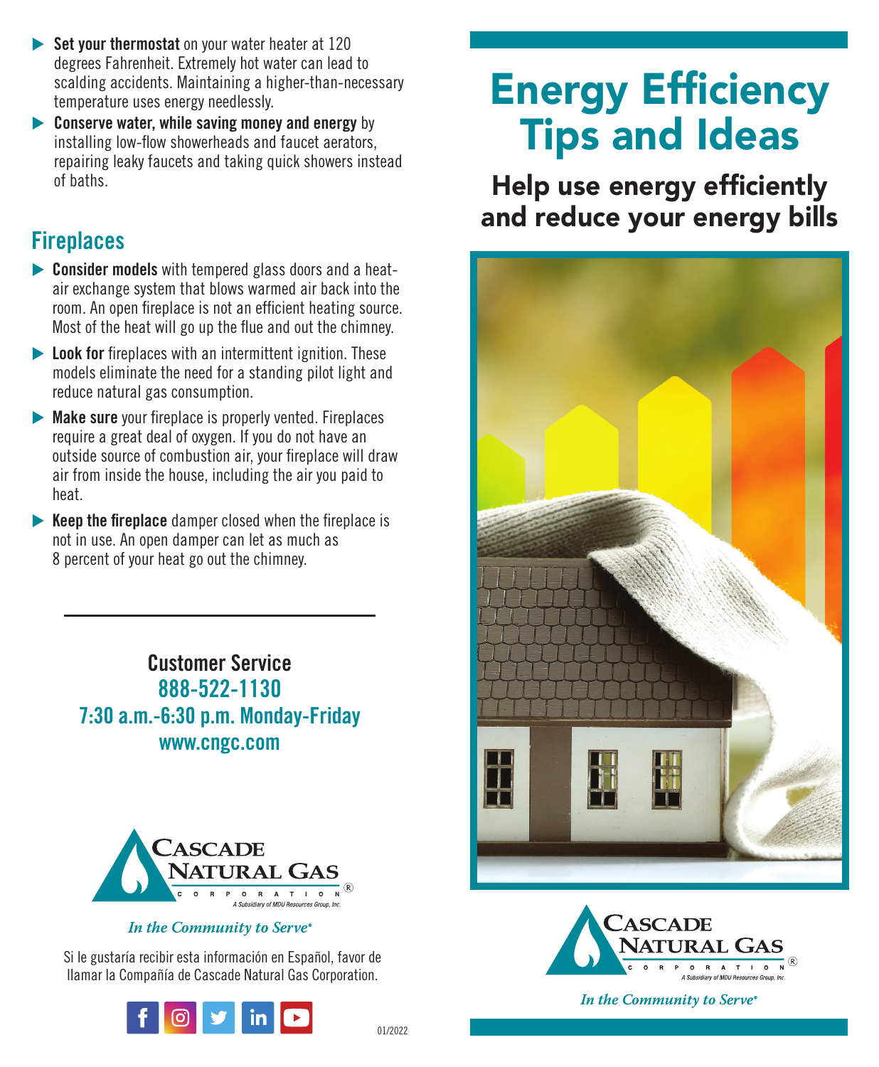- **Set your thermostat** on your water heater at 120 degrees Fahrenheit. Extremely hot water can lead to scalding accidents. Maintaining a higher-than-necessary temperature uses energy needlessly.
- **Conserve water, while saving money and energy** by installing low-flow showerheads and faucet aerators, repairing leaky faucets and taking quick showers instead of baths.

## Fireplaces

- **Consider models** with tempered glass doors and a heat-air exchange system that blows warmed air back into the room. An open fireplace is not an efficient heating source. Most of the heat will go up the flue and out the chimney.
- **Look for** fireplaces with an intermittent ignition. These models eliminate the need for a standing pilot light and reduce natural gas consumption.
- **Make sure** your fireplace is properly vented. Fireplaces require a great deal of oxygen. If you do not have an outside source of combustion air, your fireplace will draw air from inside the house, including the air you paid to heat.
- **Keep the fireplace** damper closed when the fireplace is not in use. An open damper can let as much as 8 percent of your heat go out the chimney.

---

**Customer Service**
**888-522-1130**
**7:30 a.m.-6:30 p.m. Monday-Friday**
**www.cngc.com**

Cascade Natural Gas Corporation®
A Subsidiary of MDU Resources Group, Inc.

*In the Community to Serve®*

Si le gustaría recibir esta información en Español, favor de llamar la Compañía de Cascade Natural Gas Corporation.

01/2022

# Energy Efficiency Tips and Ideas

## Help use energy efficiently and reduce your energy bills

Cascade Natural Gas Corporation®
A Subsidiary of MDU Resources Group, Inc.

*In the Community to Serve®*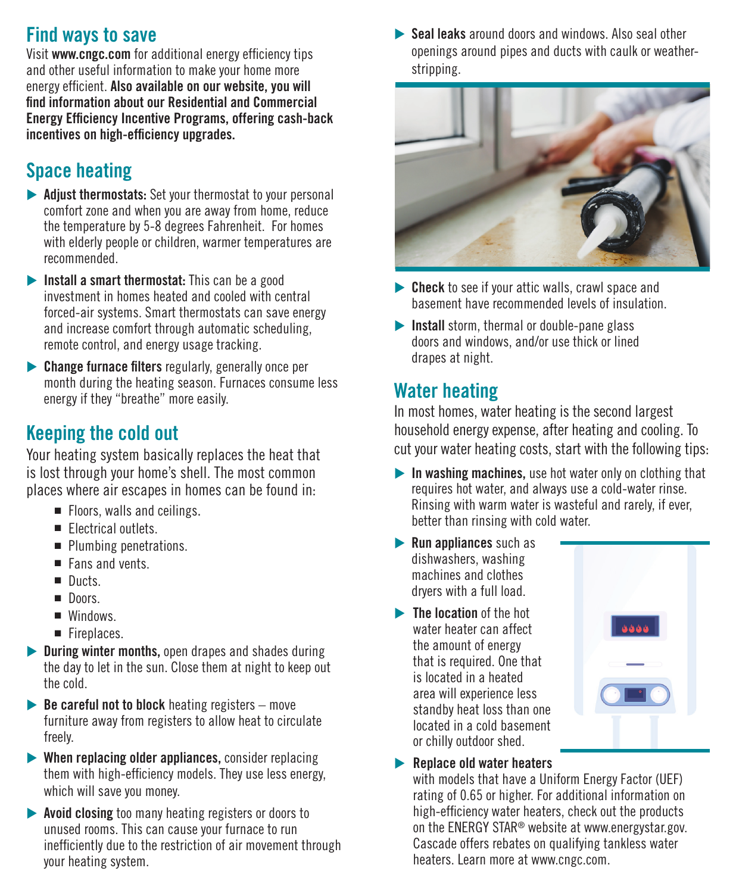## Find ways to save

Visit **www.cngc.com** for additional energy efficiency tips and other useful information to make your home more energy efficient. **Also available on our website, you will find information about our Residential and Commercial Energy Efficiency Incentive Programs, offering cash-back incentives on high-efficiency upgrades.**

## Space heating

- **Adjust thermostats:** Set your thermostat to your personal comfort zone and when you are away from home, reduce the temperature by 5-8 degrees Fahrenheit. For homes with elderly people or children, warmer temperatures are recommended.
- **Install a smart thermostat:** This can be a good investment in homes heated and cooled with central forced-air systems. Smart thermostats can save energy and increase comfort through automatic scheduling, remote control, and energy usage tracking.
- **Change furnace filters** regularly, generally once per month during the heating season. Furnaces consume less energy if they "breathe" more easily.

## Keeping the cold out

Your heating system basically replaces the heat that is lost through your home's shell. The most common places where air escapes in homes can be found in:

- Floors, walls and ceilings.
- Electrical outlets.
- Plumbing penetrations.
- Fans and vents.
- Ducts.
- Doors.
- Windows.
- Fireplaces.

- **During winter months,** open drapes and shades during the day to let in the sun. Close them at night to keep out the cold.
- **Be careful not to block** heating registers – move furniture away from registers to allow heat to circulate freely.
- **When replacing older appliances,** consider replacing them with high-efficiency models. They use less energy, which will save you money.
- **Avoid closing** too many heating registers or doors to unused rooms. This can cause your furnace to run inefficiently due to the restriction of air movement through your heating system.
- **Seal leaks** around doors and windows. Also seal other openings around pipes and ducts with caulk or weather-stripping.
- **Check** to see if your attic walls, crawl space and basement have recommended levels of insulation.
- **Install** storm, thermal or double-pane glass doors and windows, and/or use thick or lined drapes at night.

## Water heating

In most homes, water heating is the second largest household energy expense, after heating and cooling. To cut your water heating costs, start with the following tips:

- **In washing machines,** use hot water only on clothing that requires hot water, and always use a cold-water rinse. Rinsing with warm water is wasteful and rarely, if ever, better than rinsing with cold water.
- **Run appliances** such as dishwashers, washing machines and clothes dryers with a full load.
- **The location** of the hot water heater can affect the amount of energy that is required. One that is located in a heated area will experience less standby heat loss than one located in a cold basement or chilly outdoor shed.
- **Replace old water heaters** with models that have a Uniform Energy Factor (UEF) rating of 0.65 or higher. For additional information on high-efficiency water heaters, check out the products on the ENERGY STAR® website at www.energystar.gov. Cascade offers rebates on qualifying tankless water heaters. Learn more at www.cngc.com.